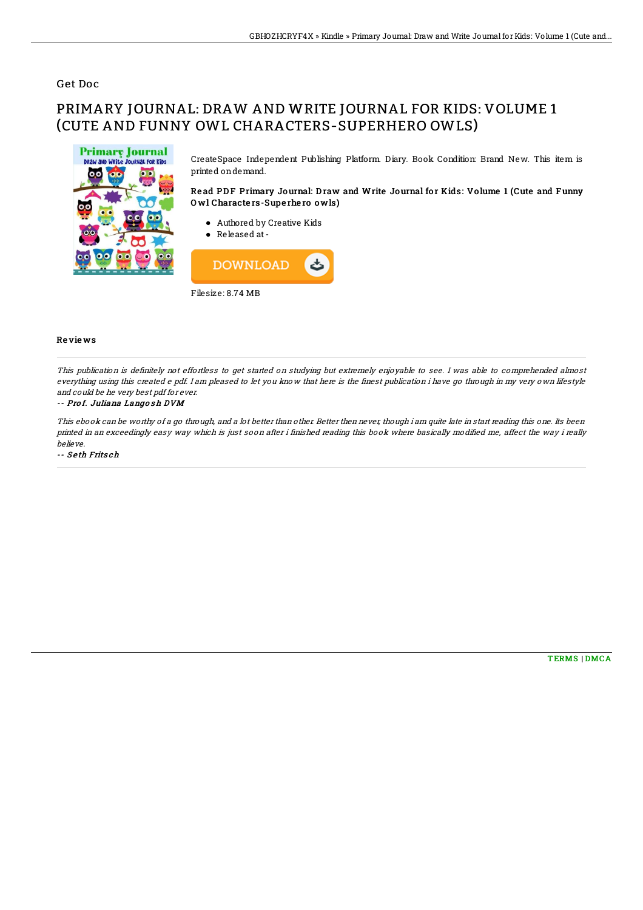Get Doc

# PRIMARY JOURNAL: DRAW AND WRITE JOURNAL FOR KIDS: VOLUME 1 (CUTE AND FUNNY OWL CHARACTERS-SUPERHERO OWLS)

CreateSpace Independent Publishing Platform. Diary. Book Condition: Brand New. This item is printed on demand.

### Read PDF Primary Journal: Draw and Write Journal for Kids: Volume 1 (Cute and Funny Owl Characters-Superhero owls)

- Authored by Creative Kids
- Released at -

DOWNLOAD

Filesize: 8.74 MB

## Reviews

*This publication is definitely not effortless to get started on studying but extremely enjoyable to see. I was able to comprehended almost everything using this created e pdf. I am pleased to let you know that here is the finest publication i have go through in my very own lifestyle and could be he very best pdf for ever.*

-- ***Prof. Juliana Langosh DVM***

*This ebook can be worthy of a go through, and a lot better than other. Better then never, though i am quite late in start reading this one. Its been printed in an exceedingly easy way which is just soon after i finished reading this book where basically modified me, affect the way i really believe.*

-- ***Seth Fritsch***

TERMS | DMCA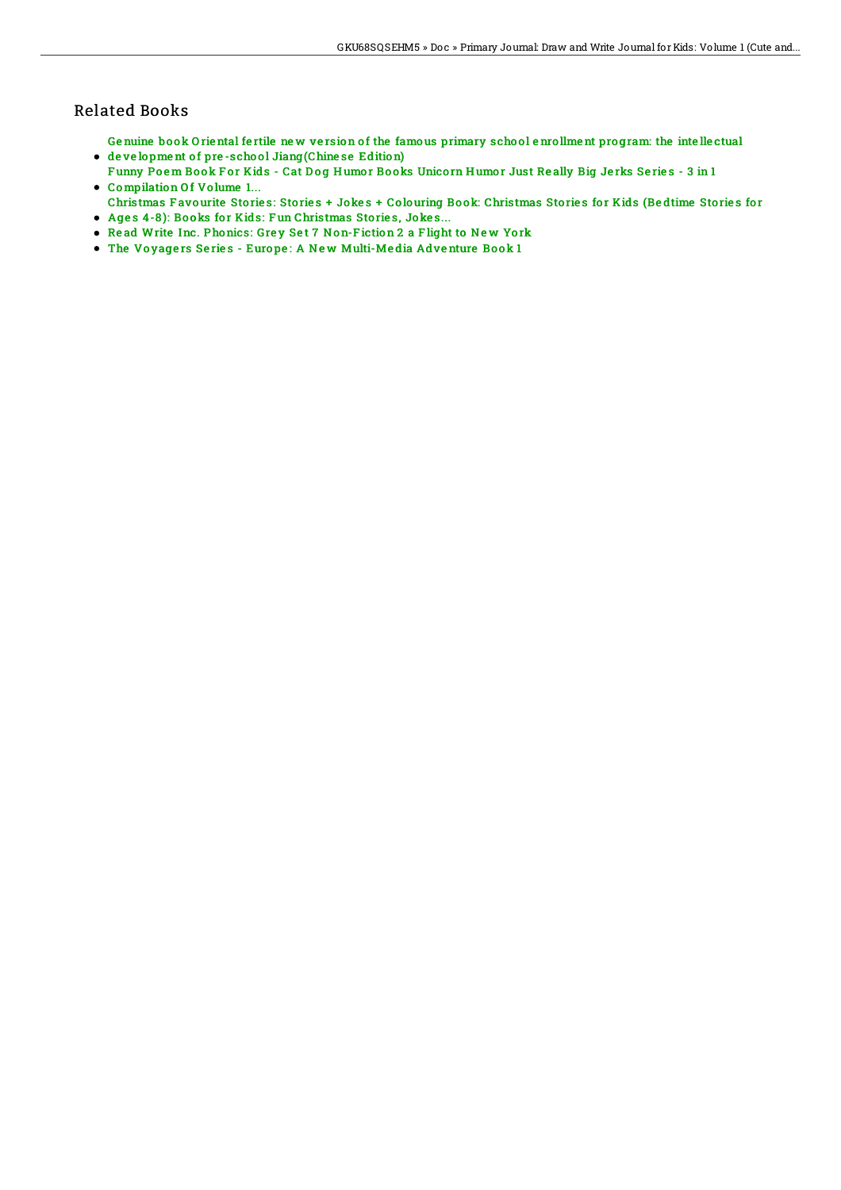## Related Books

- Genuine book Oriental fertile new version of the famous primary school enrollment program: the intellectual development of pre-school Jiang(Chinese Edition)
- Funny Poem Book For Kids - Cat Dog Humor Books Unicorn Humor Just Really Big Jerks Series - 3 in 1 Compilation Of Volume 1...
- Christmas Favourite Stories: Stories + Jokes + Colouring Book: Christmas Stories for Kids (Bedtime Stories for Ages 4-8): Books for Kids: Fun Christmas Stories, Jokes...
- Read Write Inc. Phonics: Grey Set 7 Non-Fiction 2 a Flight to New York
- The Voyagers Series - Europe: A New Multi-Media Adventure Book 1